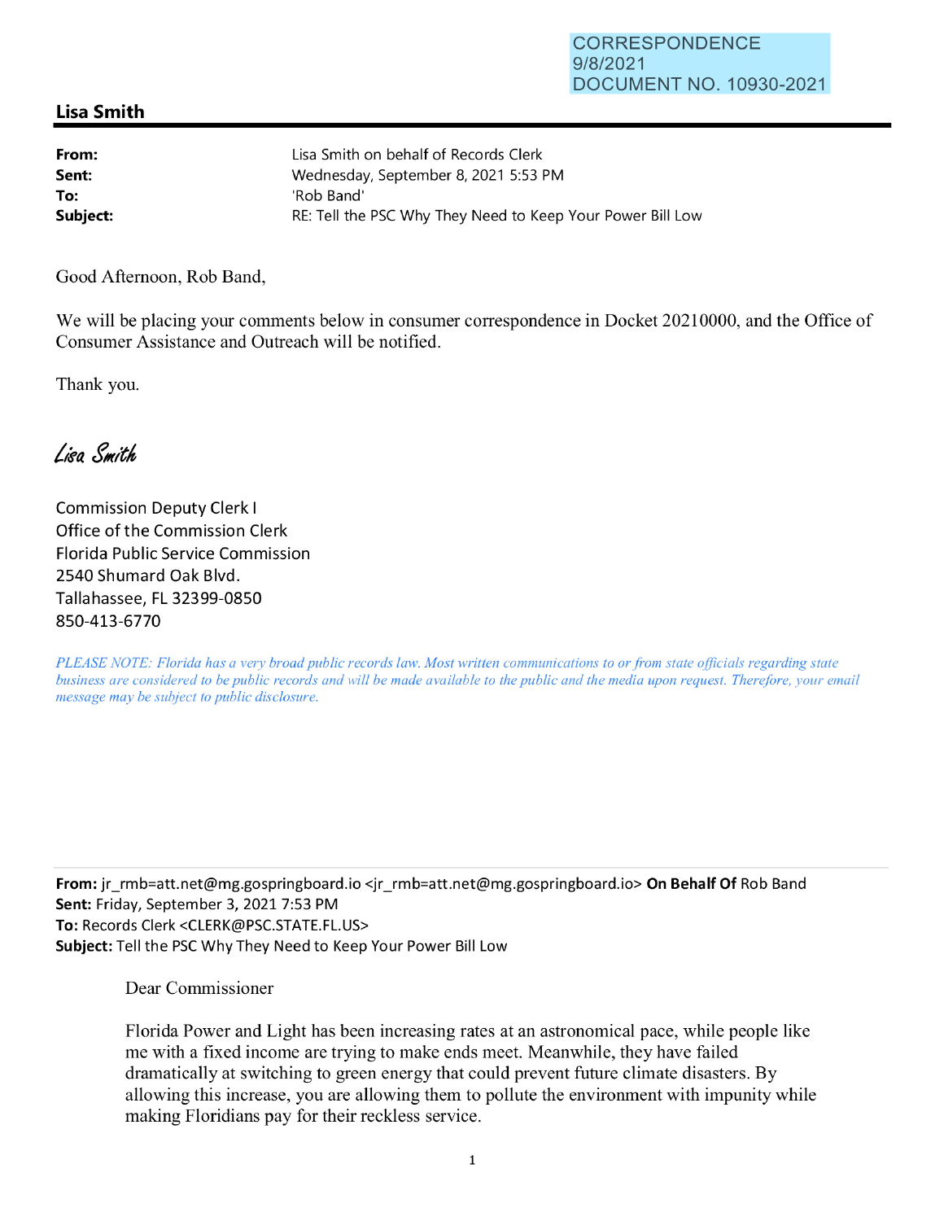CORRESPONDENCE
9/8/2021
DOCUMENT NO. 10930-2021

## Lisa Smith

**From:** Lisa Smith on behalf of Records Clerk
**Sent:** Wednesday, September 8, 2021 5:53 PM
**To:** 'Rob Band'
**Subject:** RE: Tell the PSC Why They Need to Keep Your Power Bill Low

Good Afternoon, Rob Band,

We will be placing your comments below in consumer correspondence in Docket 20210000, and the Office of Consumer Assistance and Outreach will be notified.

Thank you.

*Lisa Smith*

Commission Deputy Clerk I
Office of the Commission Clerk
Florida Public Service Commission
2540 Shumard Oak Blvd.
Tallahassee, FL 32399-0850
850-413-6770

*PLEASE NOTE: Florida has a very broad public records law. Most written communications to or from state officials regarding state business are considered to be public records and will be made available to the public and the media upon request. Therefore, your email message may be subject to public disclosure.*

---

**From:** jr_rmb=att.net@mg.gospringboard.io <jr_rmb=att.net@mg.gospringboard.io> **On Behalf Of** Rob Band
**Sent:** Friday, September 3, 2021 7:53 PM
**To:** Records Clerk <CLERK@PSC.STATE.FL.US>
**Subject:** Tell the PSC Why They Need to Keep Your Power Bill Low

Dear Commissioner

Florida Power and Light has been increasing rates at an astronomical pace, while people like me with a fixed income are trying to make ends meet. Meanwhile, they have failed dramatically at switching to green energy that could prevent future climate disasters. By allowing this increase, you are allowing them to pollute the environment with impunity while making Floridians pay for their reckless service.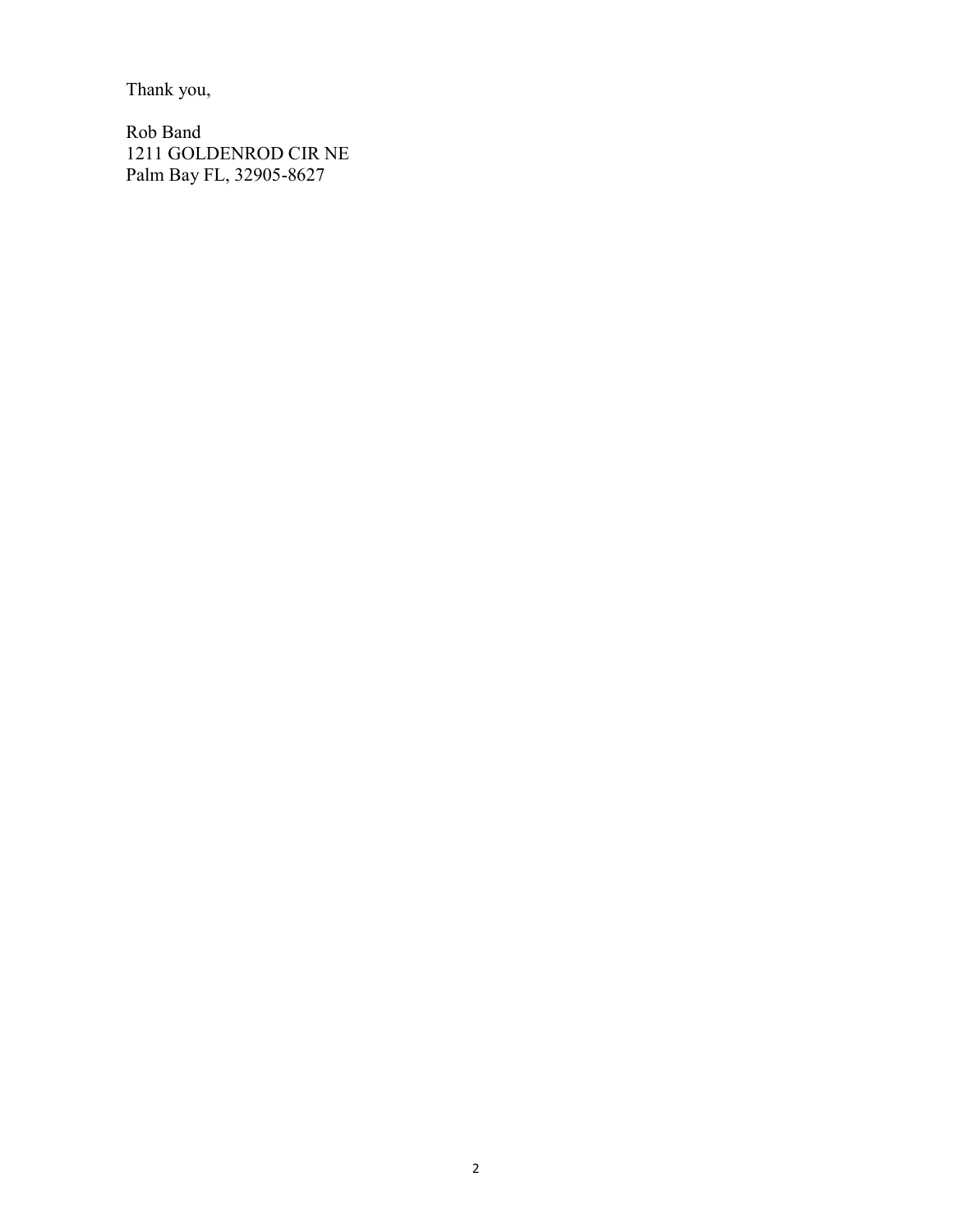Thank you,

Rob Band  
1211 GOLDENROD CIR NE  
Palm Bay FL, 32905-8627